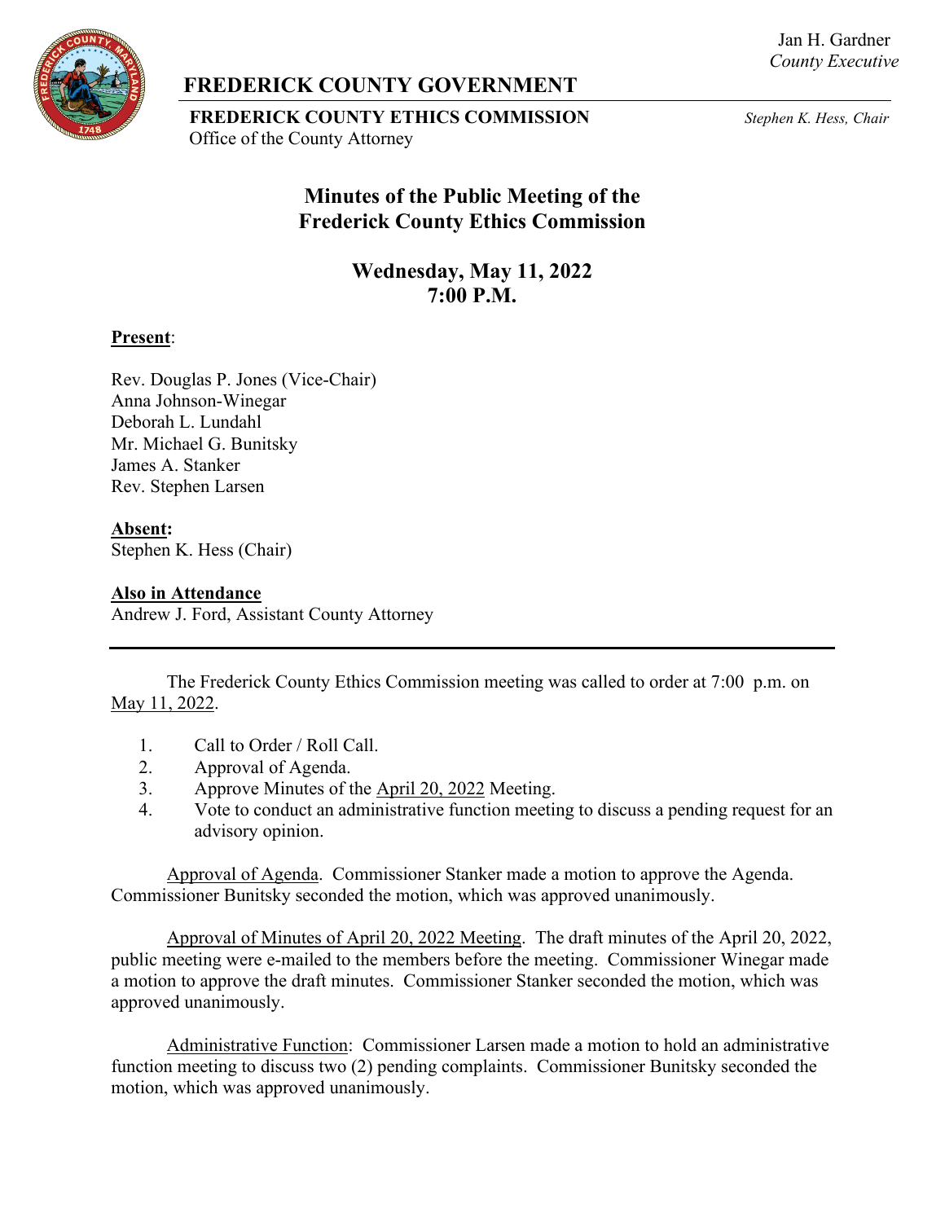Jan H. Gardner
*County Executive*

# FREDERICK COUNTY GOVERNMENT

**FREDERICK COUNTY ETHICS COMMISSION**
Office of the County Attorney

*Stephen K. Hess, Chair*

## Minutes of the Public Meeting of the Frederick County Ethics Commission

### Wednesday, May 11, 2022
### 7:00 P.M.

**Present**:

Rev. Douglas P. Jones (Vice-Chair)
Anna Johnson-Winegar
Deborah L. Lundahl
Mr. Michael G. Bunitsky
James A. Stanker
Rev. Stephen Larsen

**Absent:**
Stephen K. Hess (Chair)

**Also in Attendance**
Andrew J. Ford, Assistant County Attorney

---

The Frederick County Ethics Commission meeting was called to order at 7:00 p.m. on May 11, 2022.

1. Call to Order / Roll Call.
2. Approval of Agenda.
3. Approve Minutes of the April 20, 2022 Meeting.
4. Vote to conduct an administrative function meeting to discuss a pending request for an advisory opinion.

Approval of Agenda. Commissioner Stanker made a motion to approve the Agenda. Commissioner Bunitsky seconded the motion, which was approved unanimously.

Approval of Minutes of April 20, 2022 Meeting. The draft minutes of the April 20, 2022, public meeting were e-mailed to the members before the meeting. Commissioner Winegar made a motion to approve the draft minutes. Commissioner Stanker seconded the motion, which was approved unanimously.

Administrative Function: Commissioner Larsen made a motion to hold an administrative function meeting to discuss two (2) pending complaints. Commissioner Bunitsky seconded the motion, which was approved unanimously.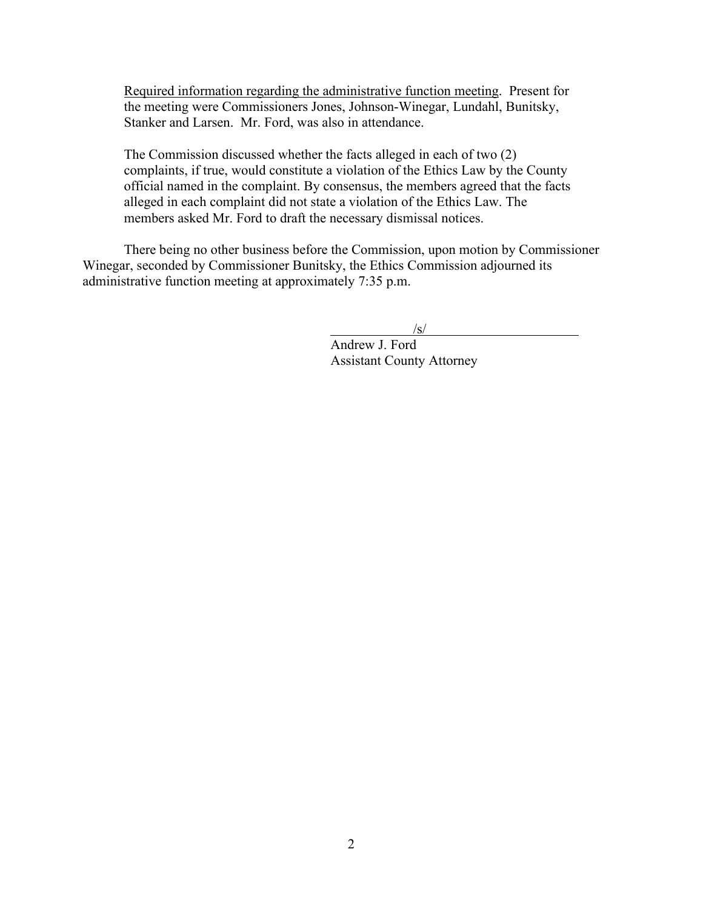Required information regarding the administrative function meeting. Present for the meeting were Commissioners Jones, Johnson-Winegar, Lundahl, Bunitsky, Stanker and Larsen. Mr. Ford, was also in attendance.

The Commission discussed whether the facts alleged in each of two (2) complaints, if true, would constitute a violation of the Ethics Law by the County official named in the complaint. By consensus, the members agreed that the facts alleged in each complaint did not state a violation of the Ethics Law. The members asked Mr. Ford to draft the necessary dismissal notices.

There being no other business before the Commission, upon motion by Commissioner Winegar, seconded by Commissioner Bunitsky, the Ethics Commission adjourned its administrative function meeting at approximately 7:35 p.m.

/s/

Andrew J. Ford
Assistant County Attorney